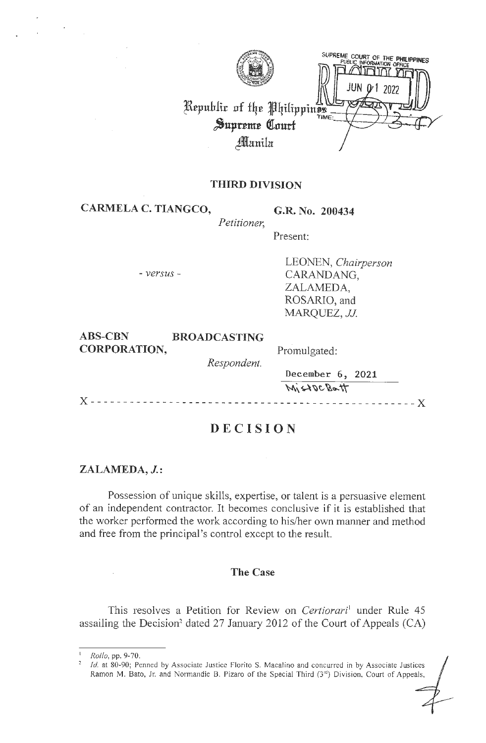Republic of the Philippines
Supreme Court
Manila

SUPREME COURT OF THE PHILIPPINES
PUBLIC INFORMATION OFFICE
RECEIVED
JUN 01 2022
TIME:

**THIRD DIVISION**

**CARMELA C. TIANGCO,**
*Petitioner,*

**G.R. No. 200434**

Present:

\- *versus* -

LEONEN, *Chairperson*
CARANDANG,
ZALAMEDA,
ROSARIO, and
MARQUEZ, *JJ.*

**ABS-CBN BROADCASTING CORPORATION,**
*Respondent.*

Promulgated:

December 6, 2021

x - - - - - - - - - - - - - - - - - - - - - - - - - - - - - - - - - - - - - - - - - - - - - - - - x

# DECISION

**ZALAMEDA, *J.*:**

Possession of unique skills, expertise, or talent is a persuasive element of an independent contractor. It becomes conclusive if it is established that the worker performed the work according to his/her own manner and method and free from the principal's control except to the result.

## The Case

This resolves a Petition for Review on *Certiorari*[1] under Rule 45 assailing the Decision[2] dated 27 January 2012 of the Court of Appeals (CA)

---

[1] *Rollo*, pp. 9-70.

[2] *Id.* at 80-90; Penned by Associate Justice Florito S. Macalino and concurred in by Associate Justices Ramon M. Bato, Jr. and Normandie B. Pizaro of the Special Third (3rd) Division, Court of Appeals,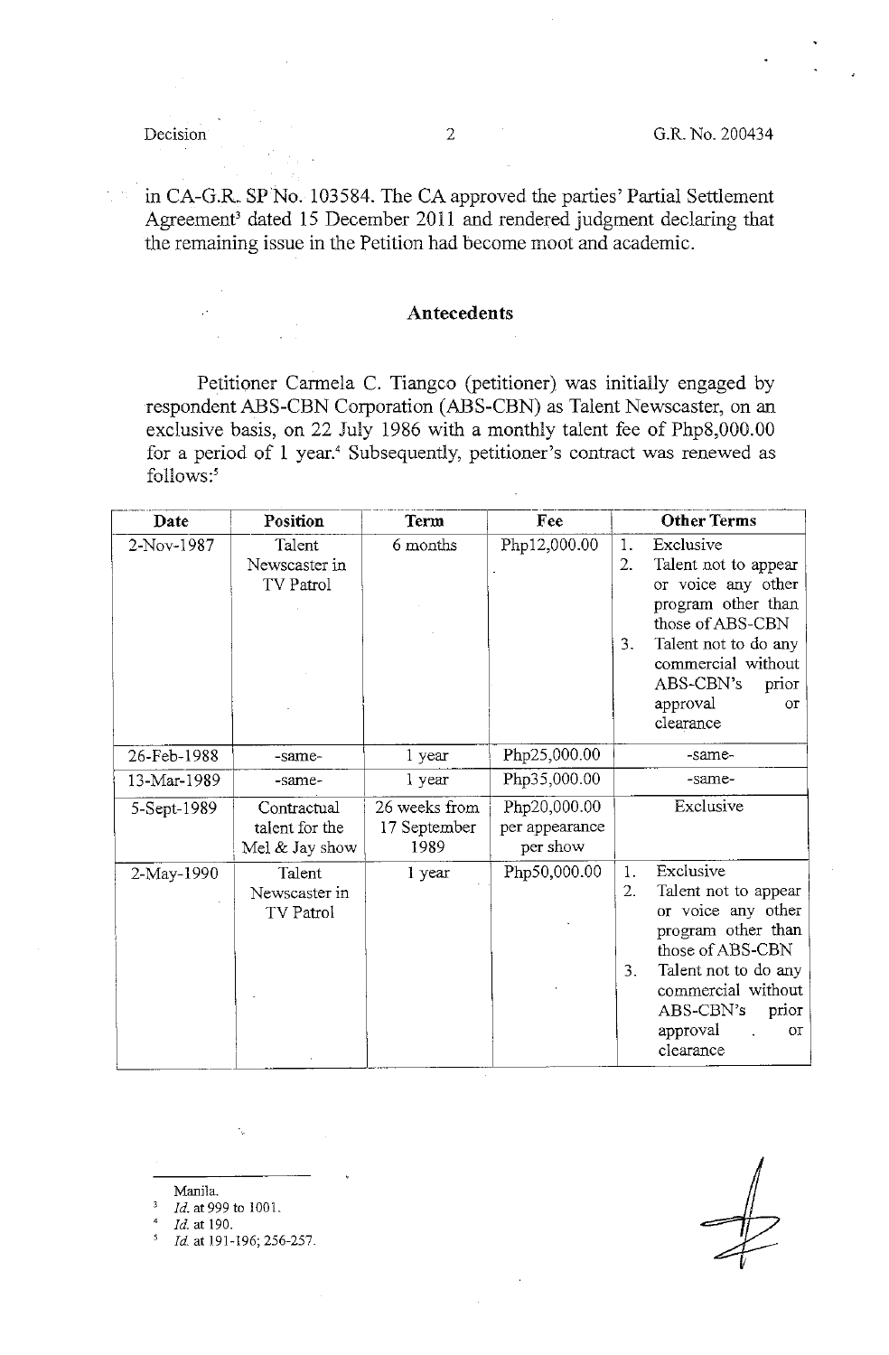in CA-G.R. SP No. 103584. The CA approved the parties' Partial Settlement Agreement[3] dated 15 December 2011 and rendered judgment declaring that the remaining issue in the Petition had become moot and academic.

## Antecedents

Petitioner Carmela C. Tiangco (petitioner) was initially engaged by respondent ABS-CBN Corporation (ABS-CBN) as Talent Newscaster, on an exclusive basis, on 22 July 1986 with a monthly talent fee of Php8,000.00 for a period of 1 year.[4] Subsequently, petitioner's contract was renewed as follows:[5]

| Date | Position | Term | Fee | Other Terms |
|---|---|---|---|---|
| 2-Nov-1987 | Talent Newscaster in TV Patrol | 6 months | Php12,000.00 | 1. Exclusive<br>2. Talent not to appear or voice any other program other than those of ABS-CBN<br>3. Talent not to do any commercial without ABS-CBN's prior approval or clearance |
| 26-Feb-1988 | -same- | 1 year | Php25,000.00 | -same- |
| 13-Mar-1989 | -same- | 1 year | Php35,000.00 | -same- |
| 5-Sept-1989 | Contractual talent for the Mel & Jay show | 26 weeks from 17 September 1989 | Php20,000.00 per appearance per show | Exclusive |
| 2-May-1990 | Talent Newscaster in TV Patrol | 1 year | Php50,000.00 | 1. Exclusive<br>2. Talent not to appear or voice any other program other than those of ABS-CBN<br>3. Talent not to do any commercial without ABS-CBN's prior approval or clearance |

---

Manila.

[3] *Id.* at 999 to 1001.

[4] *Id.* at 190.

[5] *Id.* at 191-196; 256-257.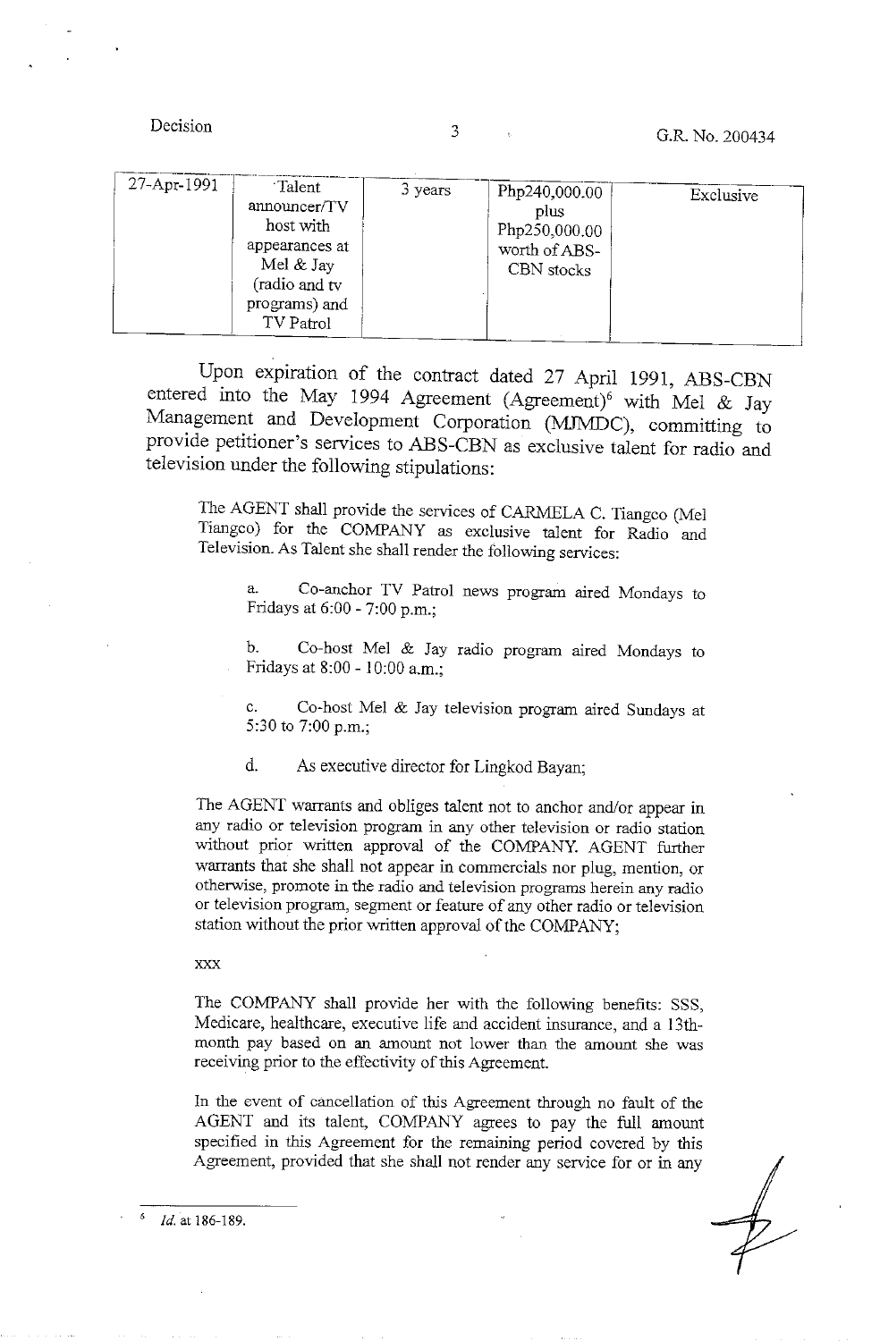| 27-Apr-1991 | Talent announcer/TV host with appearances at Mel & Jay (radio and tv programs) and TV Patrol | 3 years | Php240,000.00 plus Php250,000.00 worth of ABS-CBN stocks | Exclusive |
|---|---|---|---|---|

Upon expiration of the contract dated 27 April 1991, ABS-CBN entered into the May 1994 Agreement (Agreement)[6] with Mel & Jay Management and Development Corporation (MJMDC), committing to provide petitioner's services to ABS-CBN as exclusive talent for radio and television under the following stipulations:

> The AGENT shall provide the services of CARMELA C. Tiangco (Mel Tiangco) for the COMPANY as exclusive talent for Radio and Television. As Talent she shall render the following services:
>
> a. Co-anchor TV Patrol news program aired Mondays to Fridays at 6:00 - 7:00 p.m.;
>
> b. Co-host Mel & Jay radio program aired Mondays to Fridays at 8:00 - 10:00 a.m.;
>
> c. Co-host Mel & Jay television program aired Sundays at 5:30 to 7:00 p.m.;
>
> d. As executive director for Lingkod Bayan;
>
> The AGENT warrants and obliges talent not to anchor and/or appear in any radio or television program in any other television or radio station without prior written approval of the COMPANY. AGENT further warrants that she shall not appear in commercials nor plug, mention, or otherwise, promote in the radio and television programs herein any radio or television program, segment or feature of any other radio or television station without the prior written approval of the COMPANY;
>
> xxx
>
> The COMPANY shall provide her with the following benefits: SSS, Medicare, healthcare, executive life and accident insurance, and a 13th-month pay based on an amount not lower than the amount she was receiving prior to the effectivity of this Agreement.
>
> In the event of cancellation of this Agreement through no fault of the AGENT and its talent, COMPANY agrees to pay the full amount specified in this Agreement for the remaining period covered by this Agreement, provided that she shall not render any service for or in any

---

[6] *Id.* at 186-189.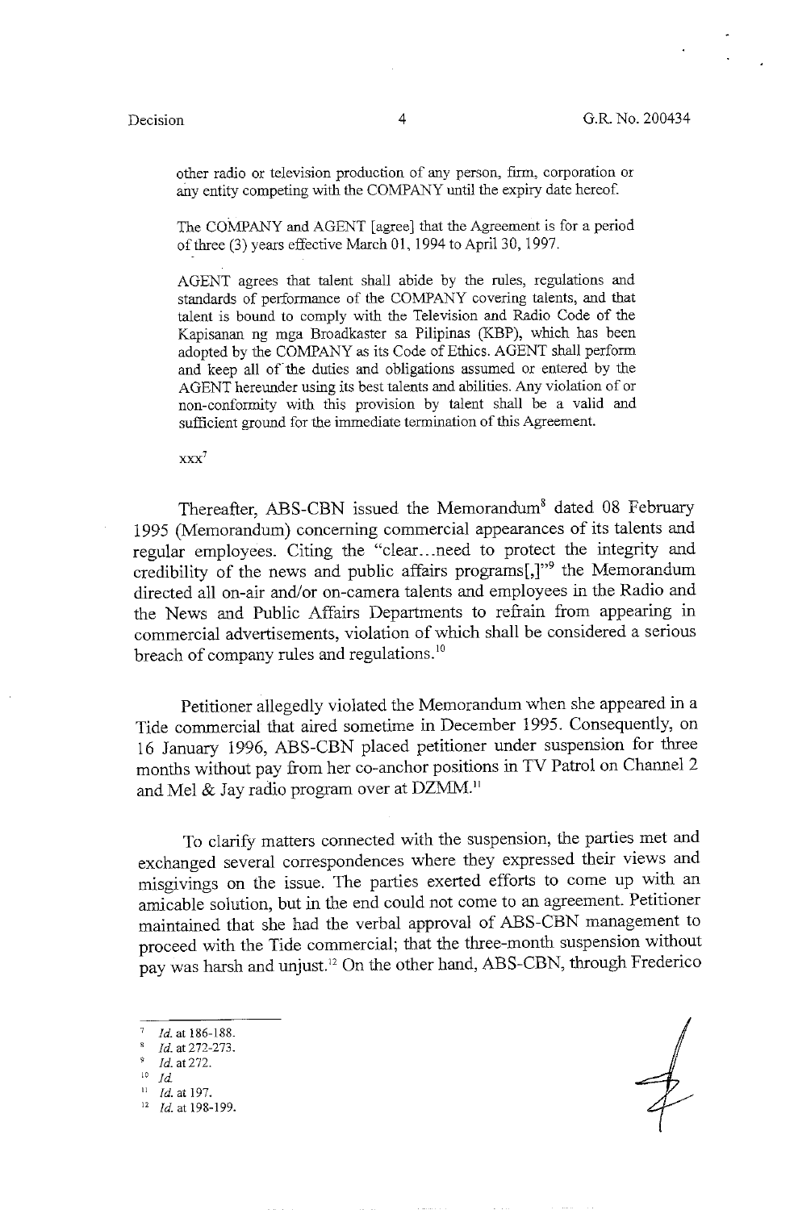other radio or television production of any person, firm, corporation or any entity competing with the COMPANY until the expiry date hereof.

The COMPANY and AGENT [agree] that the Agreement is for a period of three (3) years effective March 01, 1994 to April 30, 1997.

AGENT agrees that talent shall abide by the rules, regulations and standards of performance of the COMPANY covering talents, and that talent is bound to comply with the Television and Radio Code of the Kapisanan ng mga Broadkaster sa Pilipinas (KBP), which has been adopted by the COMPANY as its Code of Ethics. AGENT shall perform and keep all of the duties and obligations assumed or entered by the AGENT hereunder using its best talents and abilities. Any violation of or non-conformity with this provision by talent shall be a valid and sufficient ground for the immediate termination of this Agreement.

xxx[7]

Thereafter, ABS-CBN issued the Memorandum[8] dated 08 February 1995 (Memorandum) concerning commercial appearances of its talents and regular employees. Citing the "clear...need to protect the integrity and credibility of the news and public affairs programs[,]"[9] the Memorandum directed all on-air and/or on-camera talents and employees in the Radio and the News and Public Affairs Departments to refrain from appearing in commercial advertisements, violation of which shall be considered a serious breach of company rules and regulations.[10]

Petitioner allegedly violated the Memorandum when she appeared in a Tide commercial that aired sometime in December 1995. Consequently, on 16 January 1996, ABS-CBN placed petitioner under suspension for three months without pay from her co-anchor positions in TV Patrol on Channel 2 and Mel & Jay radio program over at DZMM.[11]

To clarify matters connected with the suspension, the parties met and exchanged several correspondences where they expressed their views and misgivings on the issue. The parties exerted efforts to come up with an amicable solution, but in the end could not come to an agreement. Petitioner maintained that she had the verbal approval of ABS-CBN management to proceed with the Tide commercial; that the three-month suspension without pay was harsh and unjust.[12] On the other hand, ABS-CBN, through Frederico

---

[7] *Id.* at 186-188.

[8] *Id.* at 272-273.

[9] *Id.* at 272.

[10] *Id.*

[11] *Id.* at 197.

[12] *Id.* at 198-199.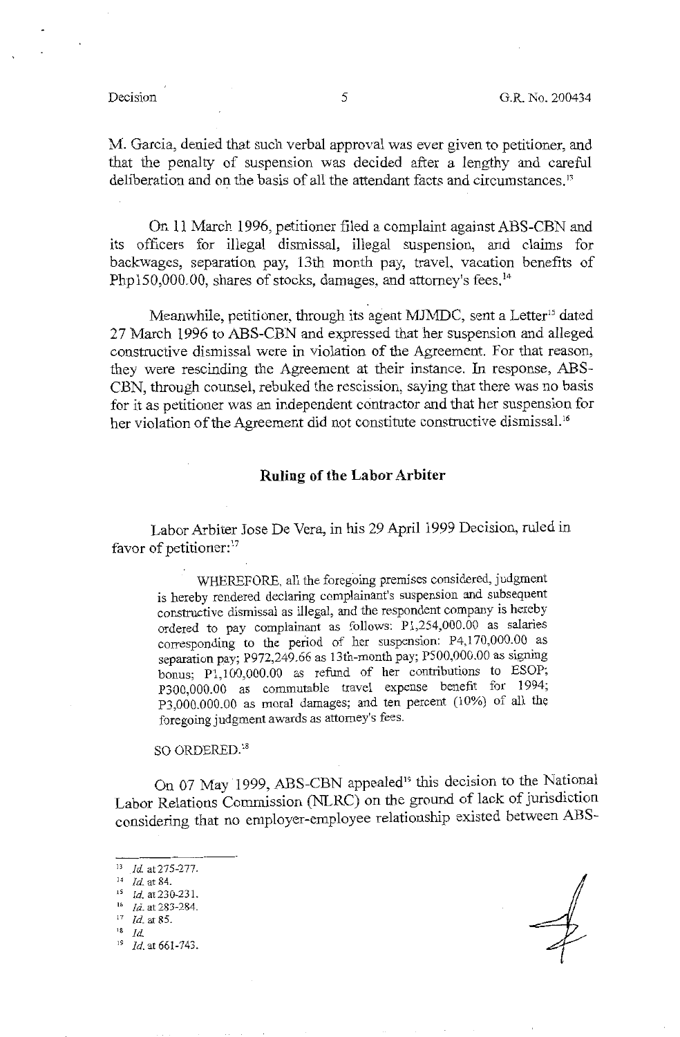M. Garcia, denied that such verbal approval was ever given to petitioner, and that the penalty of suspension was decided after a lengthy and careful deliberation and on the basis of all the attendant facts and circumstances.[13]

On 11 March 1996, petitioner filed a complaint against ABS-CBN and its officers for illegal dismissal, illegal suspension, and claims for backwages, separation pay, 13th month pay, travel, vacation benefits of Php150,000.00, shares of stocks, damages, and attorney's fees.[14]

Meanwhile, petitioner, through its agent MJMDC, sent a Letter[15] dated 27 March 1996 to ABS-CBN and expressed that her suspension and alleged constructive dismissal were in violation of the Agreement. For that reason, they were rescinding the Agreement at their instance. In response, ABS-CBN, through counsel, rebuked the rescission, saying that there was no basis for it as petitioner was an independent contractor and that her suspension for her violation of the Agreement did not constitute constructive dismissal.[16]

## Ruling of the Labor Arbiter

Labor Arbiter Jose De Vera, in his 29 April 1999 Decision, ruled in favor of petitioner:[17]

> WHEREFORE, all the foregoing premises considered, judgment is hereby rendered declaring complainant's suspension and subsequent constructive dismissal as illegal, and the respondent company is hereby ordered to pay complainant as follows: P1,254,000.00 as salaries corresponding to the period of her suspension: P4,170,000.00 as separation pay; P972,249.66 as 13th-month pay; P500,000.00 as signing bonus; P1,100,000.00 as refund of her contributions to ESOP; P300,000.00 as commutable travel expense benefit for 1994; P3,000,000.00 as moral damages; and ten percent (10%) of all the foregoing judgment awards as attorney's fees.
>
> SO ORDERED.[18]

On 07 May 1999, ABS-CBN appealed[19] this decision to the National Labor Relations Commission (NLRC) on the ground of lack of jurisdiction considering that no employer-employee relationship existed between ABS-

---

[13] *Id.* at 275-277.

[14] *Id.* at 84.

[15] *Id.* at 230-231.

[16] *Id.* at 283-284.

[17] *Id.* at 85.

[18] *Id.*

[19] *Id.* at 661-743.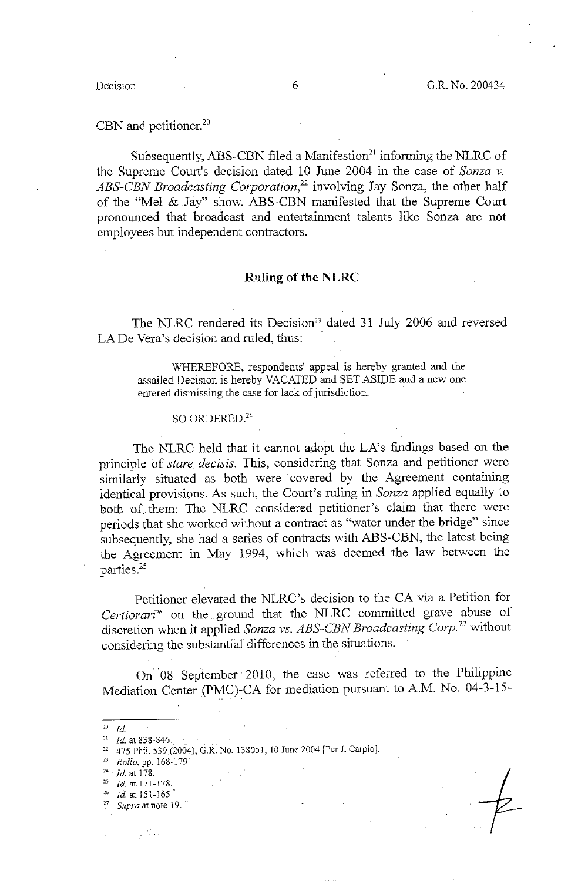CBN and petitioner.[20]

Subsequently, ABS-CBN filed a Manifestion[21] informing the NLRC of the Supreme Court's decision dated 10 June 2004 in the case of *Sonza v. ABS-CBN Broadcasting Corporation*,[22] involving Jay Sonza, the other half of the "Mel & Jay" show. ABS-CBN manifested that the Supreme Court pronounced that broadcast and entertainment talents like Sonza are not employees but independent contractors.

## Ruling of the NLRC

The NLRC rendered its Decision[23] dated 31 July 2006 and reversed LA De Vera's decision and ruled, thus:

> WHEREFORE, respondents' appeal is hereby granted and the assailed Decision is hereby VACATED and SET ASIDE and a new one entered dismissing the case for lack of jurisdiction.
>
> SO ORDERED.[24]

The NLRC held that it cannot adopt the LA's findings based on the principle of *stare decisis*. This, considering that Sonza and petitioner were similarly situated as both were covered by the Agreement containing identical provisions. As such, the Court's ruling in *Sonza* applied equally to both of them. The NLRC considered petitioner's claim that there were periods that she worked without a contract as "water under the bridge" since subsequently, she had a series of contracts with ABS-CBN, the latest being the Agreement in May 1994, which was deemed the law between the parties.[25]

Petitioner elevated the NLRC's decision to the CA via a Petition for *Certiorari*[26] on the ground that the NLRC committed grave abuse of discretion when it applied *Sonza vs. ABS-CBN Broadcasting Corp.*[27] without considering the substantial differences in the situations.

On 08 September 2010, the case was referred to the Philippine Mediation Center (PMC)-CA for mediation pursuant to A.M. No. 04-3-15-

---

[20] *Id.*

[21] *Id.* at 838-846.

[22] 475 Phil. 539 (2004), G.R. No. 138051, 10 June 2004 [Per J. Carpio].

[23] *Rollo*, pp. 168-179

[24] *Id.* at 178.

[25] *Id.* at 171-178.

[26] *Id.* at 151-165

[27] *Supra* at note 19.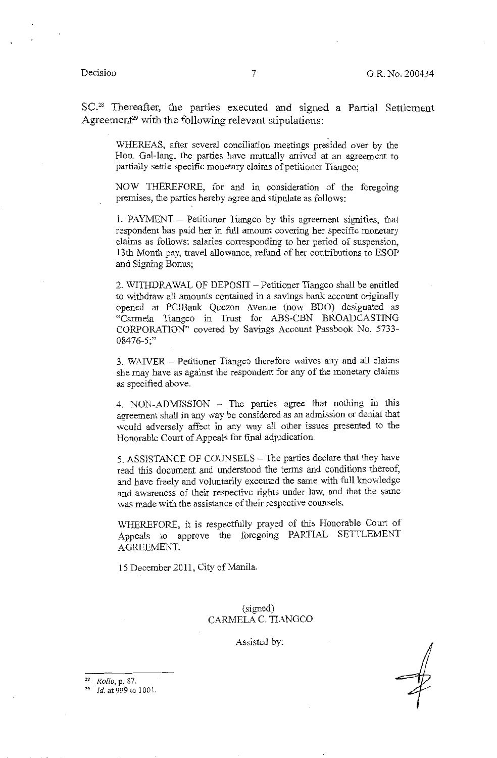SC.[28] Thereafter, the parties executed and signed a Partial Settlement Agreement[29] with the following relevant stipulations:

> WHEREAS, after several conciliation meetings presided over by the Hon. Gal-lang, the parties have mutually arrived at an agreement to partially settle specific monetary claims of petitioner Tiangco;
>
> NOW THEREFORE, for and in consideration of the foregoing premises, the parties hereby agree and stipulate as follows:
>
> 1. PAYMENT – Petitioner Tiangco by this agreement signifies, that respondent has paid her in full amount covering her specific monetary claims as follows: salaries corresponding to her period of suspension, 13th Month pay, travel allowance, refund of her contributions to ESOP and Signing Bonus;
>
> 2. WITHDRAWAL OF DEPOSIT – Petitioner Tiangco shall be entitled to withdraw all amounts contained in a savings bank account originally opened at PCIBank Quezon Avenue (now BDO) designated as "Carmela Tiangco in Trust for ABS-CBN BROADCASTING CORPORATION" covered by Savings Account Passbook No. 5733-08476-5;"
>
> 3. WAIVER – Petitioner Tiangco therefore waives any and all claims she may have as against the respondent for any of the monetary claims as specified above.
>
> 4. NON-ADMISSION – The parties agree that nothing in this agreement shall in any way be considered as an admission or denial that would adversely affect in any way all other issues presented to the Honorable Court of Appeals for final adjudication.
>
> 5. ASSISTANCE OF COUNSELS – The parties declare that they have read this document and understood the terms and conditions thereof, and have freely and voluntarily executed the same with full knowledge and awareness of their respective rights under law, and that the same was made with the assistance of their respective counsels.
>
> WHEREFORE, it is respectfully prayed of this Honorable Court of Appeals to approve the foregoing PARTIAL SETTLEMENT AGREEMENT.
>
> 15 December 2011, City of Manila.
>
> (signed)
> CARMELA C. TIANGCO
>
> Assisted by:

---

[28] *Rollo*, p. 87.

[29] *Id.* at 999 to 1001.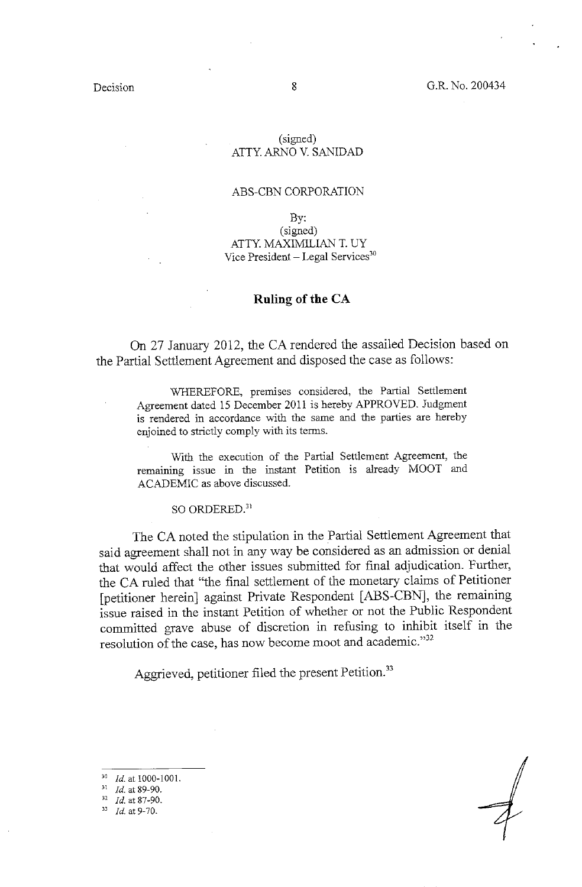(signed)
ATTY. ARNO V. SANIDAD

ABS-CBN CORPORATION

By:
(signed)
ATTY. MAXIMILIAN T. UY
Vice President – Legal Services[30]

## Ruling of the CA

On 27 January 2012, the CA rendered the assailed Decision based on the Partial Settlement Agreement and disposed the case as follows:

> WHEREFORE, premises considered, the Partial Settlement Agreement dated 15 December 2011 is hereby APPROVED. Judgment is rendered in accordance with the same and the parties are hereby enjoined to strictly comply with its terms.
>
> With the execution of the Partial Settlement Agreement, the remaining issue in the instant Petition is already MOOT and ACADEMIC as above discussed.
>
> SO ORDERED.[31]

The CA noted the stipulation in the Partial Settlement Agreement that said agreement shall not in any way be considered as an admission or denial that would affect the other issues submitted for final adjudication. Further, the CA ruled that "the final settlement of the monetary claims of Petitioner [petitioner herein] against Private Respondent [ABS-CBN], the remaining issue raised in the instant Petition of whether or not the Public Respondent committed grave abuse of discretion in refusing to inhibit itself in the resolution of the case, has now become moot and academic."[32]

Aggrieved, petitioner filed the present Petition.[33]

---

[30] *Id.* at 1000-1001.

[31] *Id.* at 89-90.

[32] *Id.* at 87-90.

[33] *Id.* at 9-70.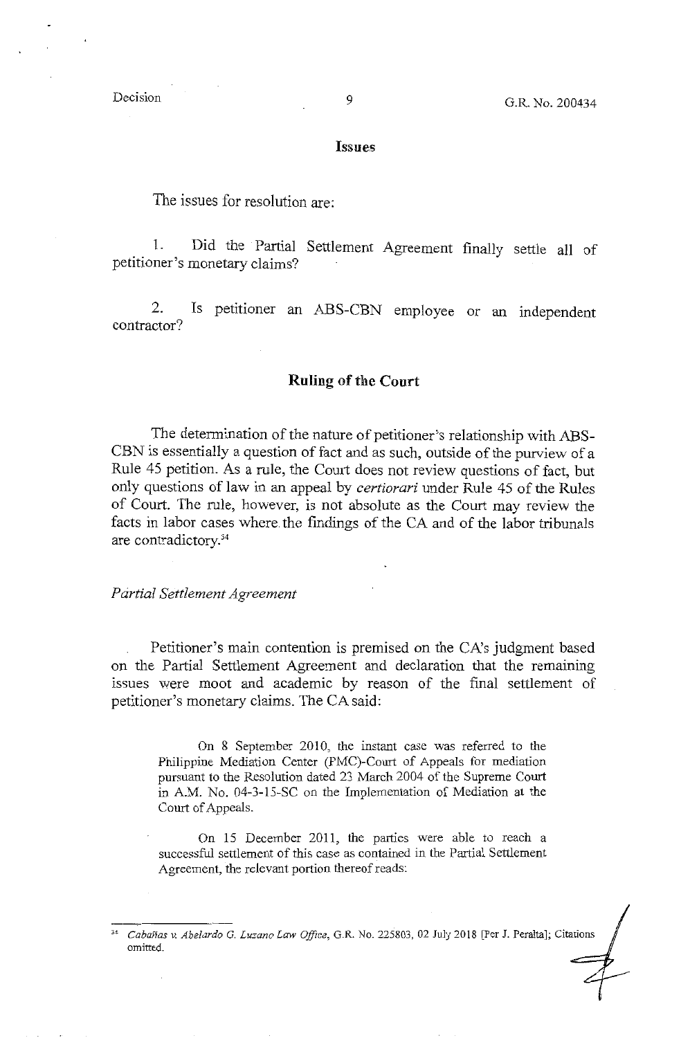## Issues

The issues for resolution are:

1. Did the Partial Settlement Agreement finally settle all of petitioner's monetary claims?

2. Is petitioner an ABS-CBN employee or an independent contractor?

## Ruling of the Court

The determination of the nature of petitioner's relationship with ABS-CBN is essentially a question of fact and as such, outside of the purview of a Rule 45 petition. As a rule, the Court does not review questions of fact, but only questions of law in an appeal by *certiorari* under Rule 45 of the Rules of Court. The rule, however, is not absolute as the Court may review the facts in labor cases where the findings of the CA and of the labor tribunals are contradictory.[34]

*Partial Settlement Agreement*

Petitioner's main contention is premised on the CA's judgment based on the Partial Settlement Agreement and declaration that the remaining issues were moot and academic by reason of the final settlement of petitioner's monetary claims. The CA said:

> On 8 September 2010, the instant case was referred to the Philippine Mediation Center (PMC)-Court of Appeals for mediation pursuant to the Resolution dated 23 March 2004 of the Supreme Court in A.M. No. 04-3-15-SC on the Implementation of Mediation at the Court of Appeals.
>
> On 15 December 2011, the parties were able to reach a successful settlement of this case as contained in the Partial Settlement Agreement, the relevant portion thereof reads:

---

[34] *Cabañas v. Abelardo G. Luzano Law Office*, G.R. No. 225803, 02 July 2018 [Per J. Peralta]; Citations omitted.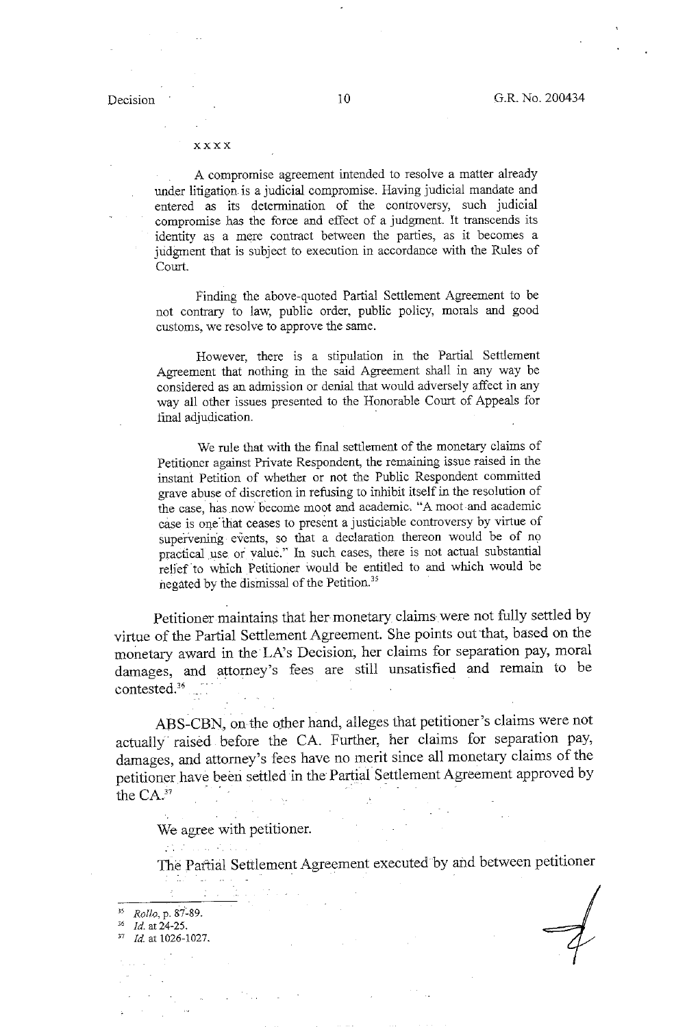xxxx

A compromise agreement intended to resolve a matter already under litigation is a judicial compromise. Having judicial mandate and entered as its determination of the controversy, such judicial compromise has the force and effect of a judgment. It transcends its identity as a mere contract between the parties, as it becomes a judgment that is subject to execution in accordance with the Rules of Court.

Finding the above-quoted Partial Settlement Agreement to be not contrary to law, public order, public policy, morals and good customs, we resolve to approve the same.

However, there is a stipulation in the Partial Settlement Agreement that nothing in the said Agreement shall in any way be considered as an admission or denial that would adversely affect in any way all other issues presented to the Honorable Court of Appeals for final adjudication.

We rule that with the final settlement of the monetary claims of Petitioner against Private Respondent, the remaining issue raised in the instant Petition of whether or not the Public Respondent committed grave abuse of discretion in refusing to inhibit itself in the resolution of the case, has now become moot and academic. "A moot and academic case is one that ceases to present a justiciable controversy by virtue of supervening events, so that a declaration thereon would be of no practical use or value." In such cases, there is not actual substantial relief to which Petitioner would be entitled to and which would be negated by the dismissal of the Petition.[35]

Petitioner maintains that her monetary claims were not fully settled by virtue of the Partial Settlement Agreement. She points out that, based on the monetary award in the LA's Decision, her claims for separation pay, moral damages, and attorney's fees are still unsatisfied and remain to be contested.[36]

ABS-CBN, on the other hand, alleges that petitioner's claims were not actually raised before the CA. Further, her claims for separation pay, damages, and attorney's fees have no merit since all monetary claims of the petitioner have been settled in the Partial Settlement Agreement approved by the CA.[37]

We agree with petitioner.

The Partial Settlement Agreement executed by and between petitioner

---

[35] *Rollo*, p. 87-89.
[36] *Id.* at 24-25.
[37] *Id.* at 1026-1027.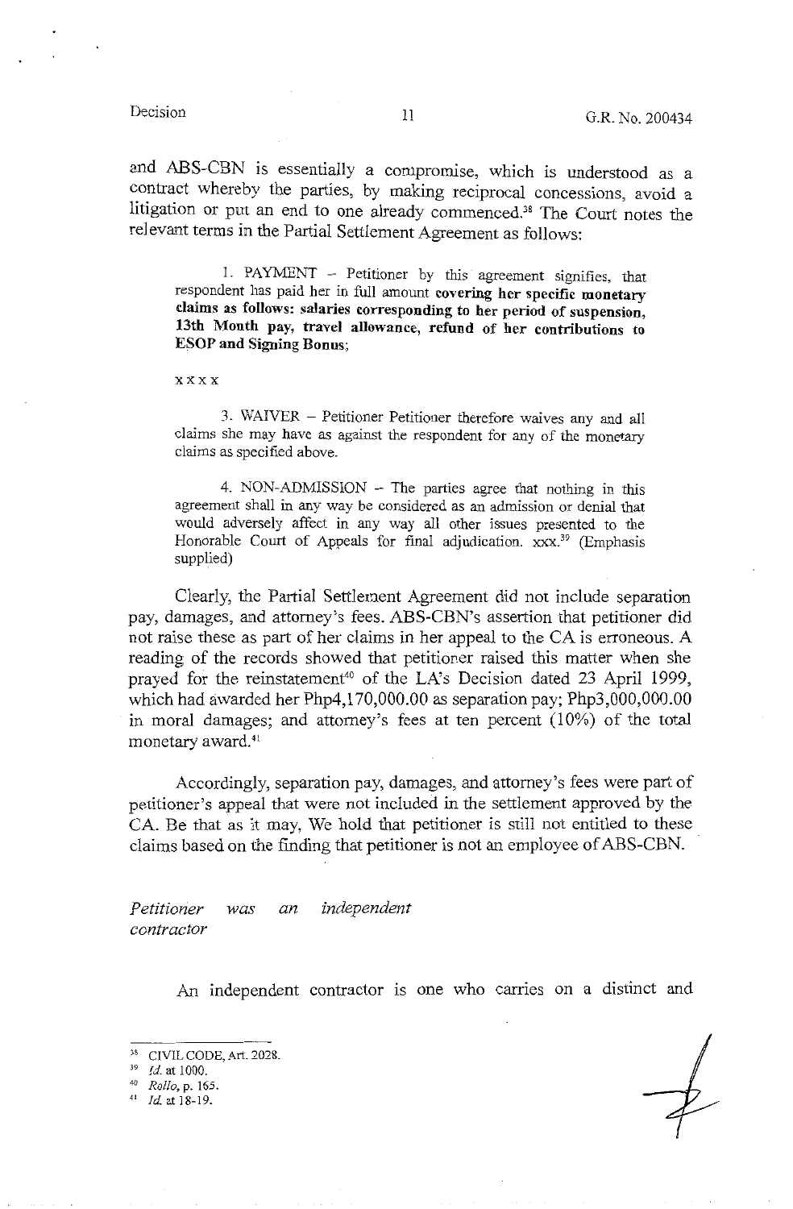and ABS-CBN is essentially a compromise, which is understood as a contract whereby the parties, by making reciprocal concessions, avoid a litigation or put an end to one already commenced.[38] The Court notes the relevant terms in the Partial Settlement Agreement as follows:

> 1. PAYMENT – Petitioner by this agreement signifies, that respondent has paid her in full amount **covering her specific monetary claims as follows: salaries corresponding to her period of suspension, 13th Month pay, travel allowance, refund of her contributions to ESOP and Signing Bonus**;
>
> x x x x
>
> 3. WAIVER – Petitioner Petitioner therefore waives any and all claims she may have as against the respondent for any of the monetary claims as specified above.
>
> 4. NON-ADMISSION – The parties agree that nothing in this agreement shall in any way be considered as an admission or denial that would adversely affect in any way all other issues presented to the Honorable Court of Appeals for final adjudication. xxx.[39] (Emphasis supplied)

Clearly, the Partial Settlement Agreement did not include separation pay, damages, and attorney's fees. ABS-CBN's assertion that petitioner did not raise these as part of her claims in her appeal to the CA is erroneous. A reading of the records showed that petitioner raised this matter when she prayed for the reinstatement[40] of the LA's Decision dated 23 April 1999, which had awarded her Php4,170,000.00 as separation pay; Php3,000,000.00 in moral damages; and attorney's fees at ten percent (10%) of the total monetary award.[41]

Accordingly, separation pay, damages, and attorney's fees were part of petitioner's appeal that were not included in the settlement approved by the CA. Be that as it may, We hold that petitioner is still not entitled to these claims based on the finding that petitioner is not an employee of ABS-CBN.

*Petitioner was an independent contractor*

An independent contractor is one who carries on a distinct and

---

[38] CIVIL CODE, Art. 2028.

[39] *Id.* at 1000.

[40] *Rollo*, p. 165.

[41] *Id.* at 18-19.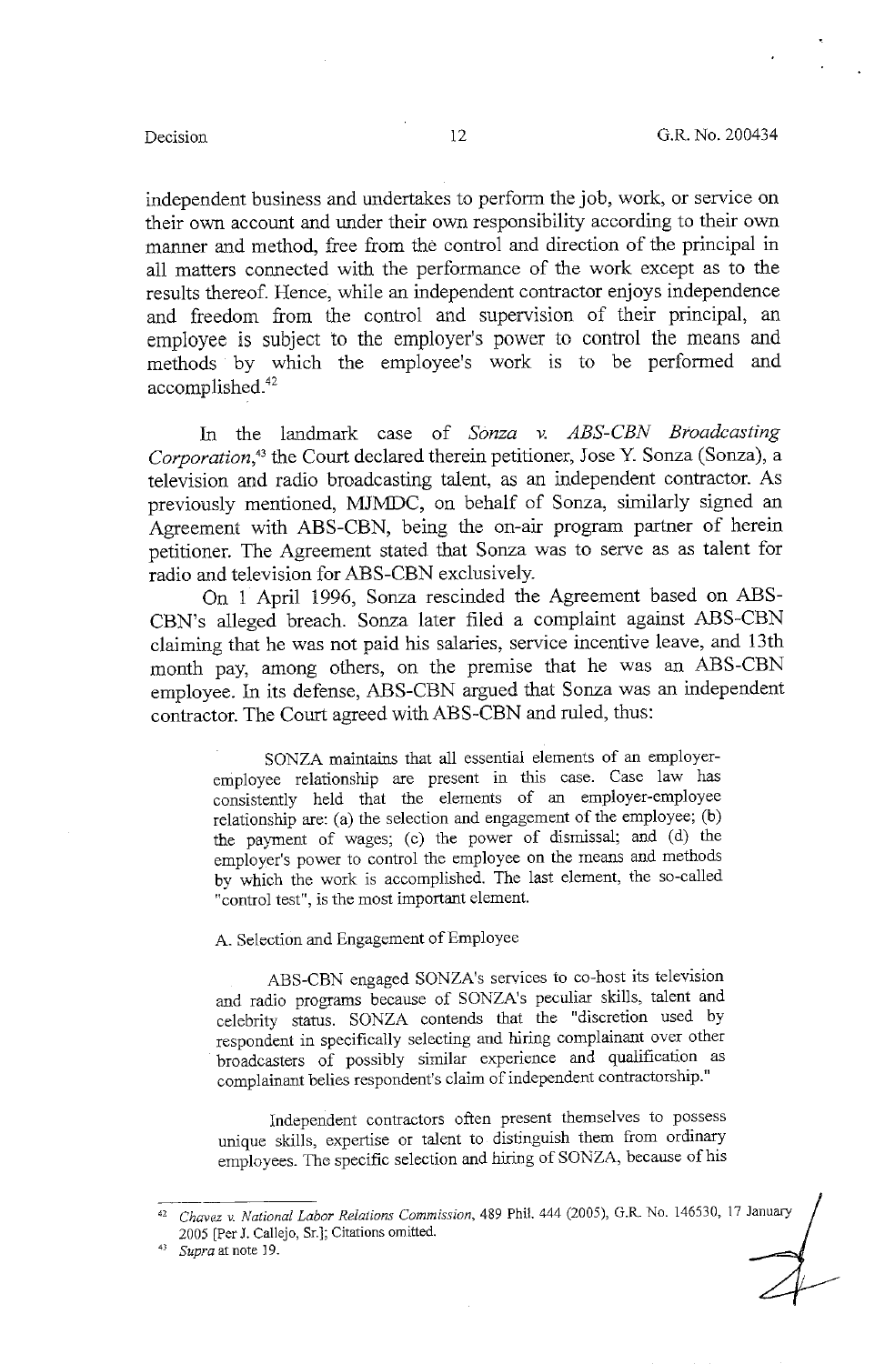independent business and undertakes to perform the job, work, or service on their own account and under their own responsibility according to their own manner and method, free from the control and direction of the principal in all matters connected with the performance of the work except as to the results thereof. Hence, while an independent contractor enjoys independence and freedom from the control and supervision of their principal, an employee is subject to the employer's power to control the means and methods by which the employee's work is to be performed and accomplished.[42]

In the landmark case of *Sonza v. ABS-CBN Broadcasting Corporation*,[43] the Court declared therein petitioner, Jose Y. Sonza (Sonza), a television and radio broadcasting talent, as an independent contractor. As previously mentioned, MJMDC, on behalf of Sonza, similarly signed an Agreement with ABS-CBN, being the on-air program partner of herein petitioner. The Agreement stated that Sonza was to serve as as talent for radio and television for ABS-CBN exclusively.

On 1 April 1996, Sonza rescinded the Agreement based on ABS-CBN's alleged breach. Sonza later filed a complaint against ABS-CBN claiming that he was not paid his salaries, service incentive leave, and 13th month pay, among others, on the premise that he was an ABS-CBN employee. In its defense, ABS-CBN argued that Sonza was an independent contractor. The Court agreed with ABS-CBN and ruled, thus:

> SONZA maintains that all essential elements of an employer-employee relationship are present in this case. Case law has consistently held that the elements of an employer-employee relationship are: (a) the selection and engagement of the employee; (b) the payment of wages; (c) the power of dismissal; and (d) the employer's power to control the employee on the means and methods by which the work is accomplished. The last element, the so-called "control test", is the most important element.
>
> A. Selection and Engagement of Employee
>
> ABS-CBN engaged SONZA's services to co-host its television and radio programs because of SONZA's peculiar skills, talent and celebrity status. SONZA contends that the "discretion used by respondent in specifically selecting and hiring complainant over other broadcasters of possibly similar experience and qualification as complainant belies respondent's claim of independent contractorship."
>
> Independent contractors often present themselves to possess unique skills, expertise or talent to distinguish them from ordinary employees. The specific selection and hiring of SONZA, because of his

---

[42] *Chavez v. National Labor Relations Commission*, 489 Phil. 444 (2005), G.R. No. 146530, 17 January 2005 [Per J. Callejo, Sr.]; Citations omitted.

[43] *Supra* at note 19.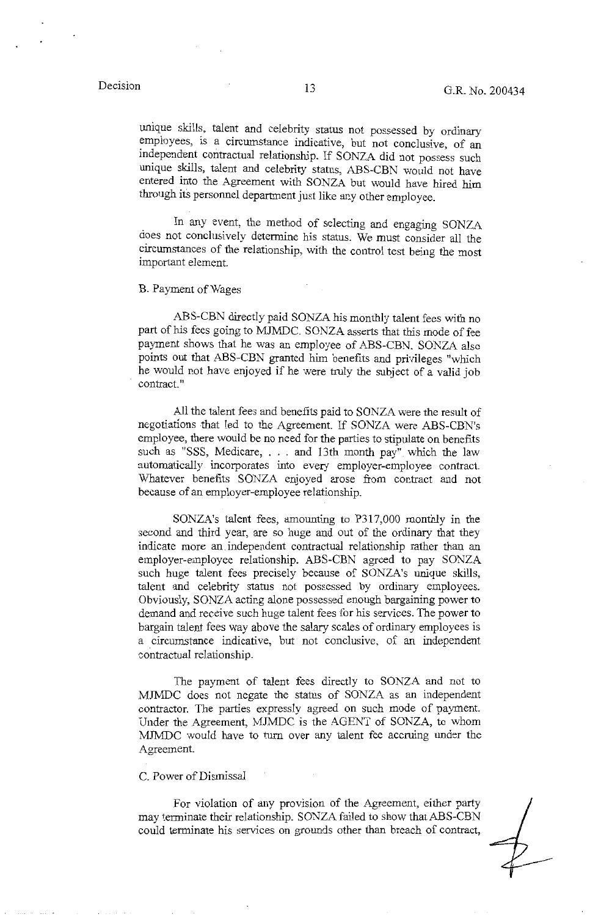unique skills, talent and celebrity status not possessed by ordinary employees, is a circumstance indicative, but not conclusive, of an independent contractual relationship. If SONZA did not possess such unique skills, talent and celebrity status, ABS-CBN would not have entered into the Agreement with SONZA but would have hired him through its personnel department just like any other employee.

In any event, the method of selecting and engaging SONZA does not conclusively determine his status. We must consider all the circumstances of the relationship, with the control test being the most important element.

B. Payment of Wages

ABS-CBN directly paid SONZA his monthly talent fees with no part of his fees going to MJMDC. SONZA asserts that this mode of fee payment shows that he was an employee of ABS-CBN. SONZA also points out that ABS-CBN granted him benefits and privileges "which he would not have enjoyed if he were truly the subject of a valid job contract."

All the talent fees and benefits paid to SONZA were the result of negotiations that led to the Agreement. If SONZA were ABS-CBN's employee, there would be no need for the parties to stipulate on benefits such as "SSS, Medicare, . . . and 13th month pay" which the law automatically incorporates into every employer-employee contract. Whatever benefits SONZA enjoyed arose from contract and not because of an employer-employee relationship.

SONZA's talent fees, amounting to P317,000 monthly in the second and third year, are so huge and out of the ordinary that they indicate more an independent contractual relationship rather than an employer-employee relationship. ABS-CBN agreed to pay SONZA such huge talent fees precisely because of SONZA's unique skills, talent and celebrity status not possessed by ordinary employees. Obviously, SONZA acting alone possessed enough bargaining power to demand and receive such huge talent fees for his services. The power to bargain talent fees way above the salary scales of ordinary employees is a circumstance indicative, but not conclusive, of an independent contractual relationship.

The payment of talent fees directly to SONZA and not to MJMDC does not negate the status of SONZA as an independent contractor. The parties expressly agreed on such mode of payment. Under the Agreement, MJMDC is the AGENT of SONZA, to whom MJMDC would have to turn over any talent fee accruing under the Agreement.

C. Power of Dismissal

For violation of any provision of the Agreement, either party may terminate their relationship. SONZA failed to show that ABS-CBN could terminate his services on grounds other than breach of contract,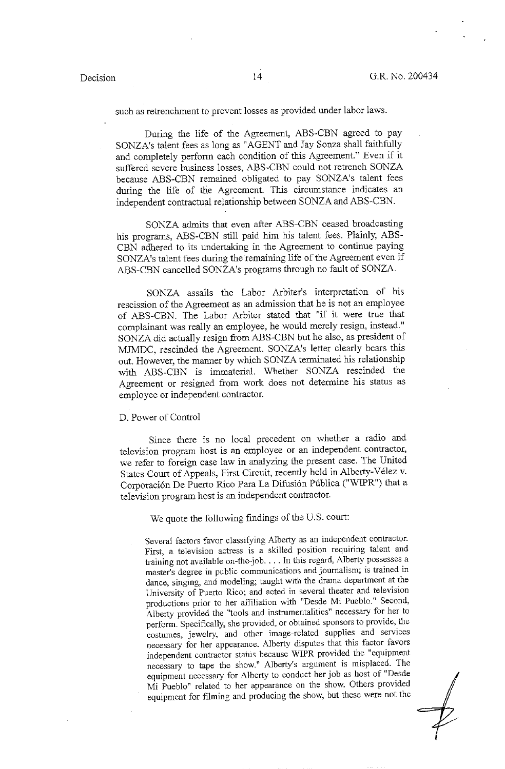such as retrenchment to prevent losses as provided under labor laws.

During the life of the Agreement, ABS-CBN agreed to pay SONZA's talent fees as long as "AGENT and Jay Sonza shall faithfully and completely perform each condition of this Agreement." Even if it suffered severe business losses, ABS-CBN could not retrench SONZA because ABS-CBN remained obligated to pay SONZA's talent fees during the life of the Agreement. This circumstance indicates an independent contractual relationship between SONZA and ABS-CBN.

SONZA admits that even after ABS-CBN ceased broadcasting his programs, ABS-CBN still paid him his talent fees. Plainly, ABS-CBN adhered to its undertaking in the Agreement to continue paying SONZA's talent fees during the remaining life of the Agreement even if ABS-CBN cancelled SONZA's programs through no fault of SONZA.

SONZA assails the Labor Arbiter's interpretation of his rescission of the Agreement as an admission that he is not an employee of ABS-CBN. The Labor Arbiter stated that "if it were true that complainant was really an employee, he would merely resign, instead." SONZA did actually resign from ABS-CBN but he also, as president of MJMDC, rescinded the Agreement. SONZA's letter clearly bears this out. However, the manner by which SONZA terminated his relationship with ABS-CBN is immaterial. Whether SONZA rescinded the Agreement or resigned from work does not determine his status as employee or independent contractor.

D. Power of Control

Since there is no local precedent on whether a radio and television program host is an employee or an independent contractor, we refer to foreign case law in analyzing the present case. The United States Court of Appeals, First Circuit, recently held in Alberty-Vélez v. Corporación De Puerto Rico Para La Difusión Pública ("WIPR") that a television program host is an independent contractor.

We quote the following findings of the U.S. court:

> Several factors favor classifying Alberty as an independent contractor. First, a television actress is a skilled position requiring talent and training not available on-the-job. . . . In this regard, Alberty possesses a master's degree in public communications and journalism; is trained in dance, singing, and modeling; taught with the drama department at the University of Puerto Rico; and acted in several theater and television productions prior to her affiliation with "Desde Mi Pueblo." Second, Alberty provided the "tools and instrumentalities" necessary for her to perform. Specifically, she provided, or obtained sponsors to provide, the costumes, jewelry, and other image-related supplies and services necessary for her appearance. Alberty disputes that this factor favors independent contractor status because WIPR provided the "equipment necessary to tape the show." Alberty's argument is misplaced. The equipment necessary for Alberty to conduct her job as host of "Desde Mi Pueblo" related to her appearance on the show. Others provided equipment for filming and producing the show, but these were not the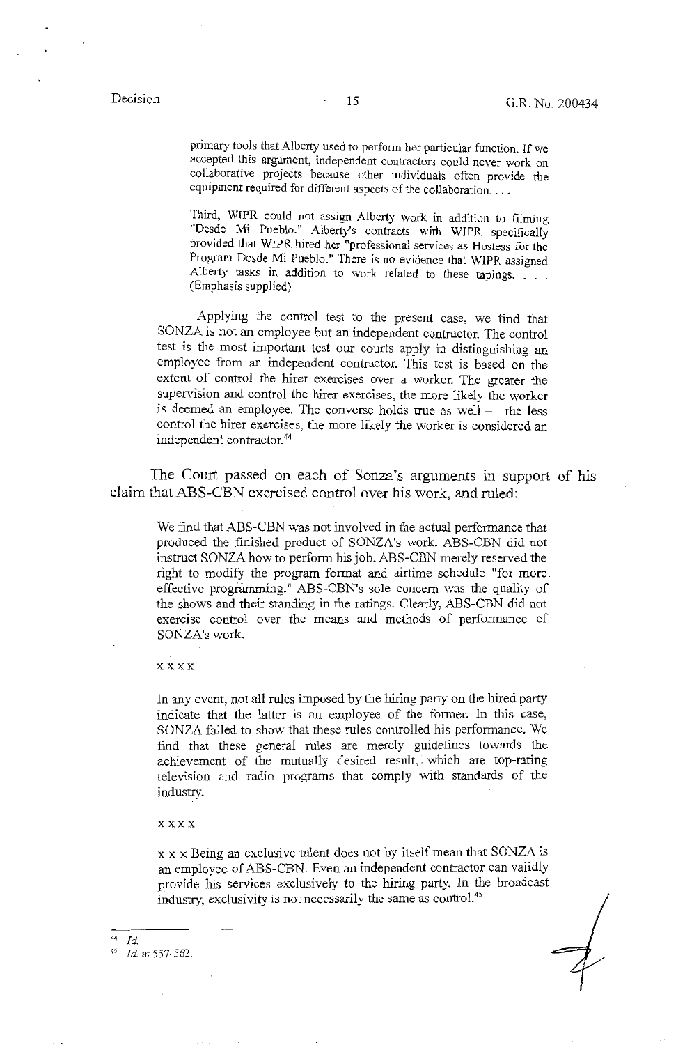> primary tools that Alberty used to perform her particular function. If we accepted this argument, independent contractors could never work on collaborative projects because other individuals often provide the equipment required for different aspects of the collaboration. . . .
>
> Third, WIPR could not assign Alberty work in addition to filming "Desde Mi Pueblo." Alberty's contracts with WIPR specifically provided that WIPR hired her "professional services as Hostess for the Program Desde Mi Pueblo." There is no evidence that WIPR assigned Alberty tasks in addition to work related to these tapings. . . . (Emphasis supplied)
>
> Applying the control test to the present case, we find that SONZA is not an employee but an independent contractor. The control test is the most important test our courts apply in distinguishing an employee from an independent contractor. This test is based on the extent of control the hirer exercises over a worker. The greater the supervision and control the hirer exercises, the more likely the worker is deemed an employee. The converse holds true as well — the less control the hirer exercises, the more likely the worker is considered an independent contractor.[44]

The Court passed on each of Sonza's arguments in support of his claim that ABS-CBN exercised control over his work, and ruled:

> We find that ABS-CBN was not involved in the actual performance that produced the finished product of SONZA's work. ABS-CBN did not instruct SONZA how to perform his job. ABS-CBN merely reserved the right to modify the program format and airtime schedule "for more effective programming." ABS-CBN's sole concern was the quality of the shows and their standing in the ratings. Clearly, ABS-CBN did not exercise control over the means and methods of performance of SONZA's work.
>
> x x x x
>
> In any event, not all rules imposed by the hiring party on the hired party indicate that the latter is an employee of the former. In this case, SONZA failed to show that these rules controlled his performance. We find that these general rules are merely guidelines towards the achievement of the mutually desired result, which are top-rating television and radio programs that comply with standards of the industry.
>
> x x x x
>
> x x x Being an exclusive talent does not by itself mean that SONZA is an employee of ABS-CBN. Even an independent contractor can validly provide his services exclusively to the hiring party. In the broadcast industry, exclusivity is not necessarily the same as control.[45]

---

[44] *Id.*

[45] *Id.* at 557-562.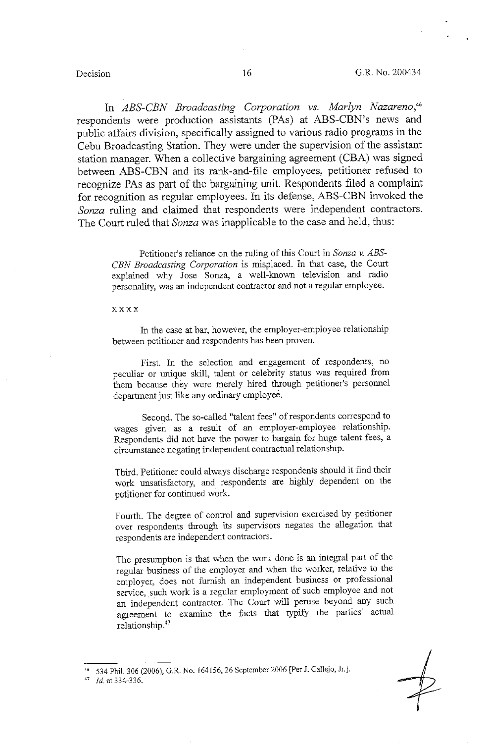In *ABS-CBN Broadcasting Corporation vs. Marlyn Nazareno*,[46] respondents were production assistants (PAs) at ABS-CBN's news and public affairs division, specifically assigned to various radio programs in the Cebu Broadcasting Station. They were under the supervision of the assistant station manager. When a collective bargaining agreement (CBA) was signed between ABS-CBN and its rank-and-file employees, petitioner refused to recognize PAs as part of the bargaining unit. Respondents filed a complaint for recognition as regular employees. In its defense, ABS-CBN invoked the *Sonza* ruling and claimed that respondents were independent contractors. The Court ruled that *Sonza* was inapplicable to the case and held, thus:

> Petitioner's reliance on the ruling of this Court in *Sonza v. ABS-CBN Broadcasting Corporation* is misplaced. In that case, the Court explained why Jose Sonza, a well-known television and radio personality, was an independent contractor and not a regular employee.
>
> x x x x
>
> In the case at bar, however, the employer-employee relationship between petitioner and respondents has been proven.
>
> First. In the selection and engagement of respondents, no peculiar or unique skill, talent or celebrity status was required from them because they were merely hired through petitioner's personnel department just like any ordinary employee.
>
> Second. The so-called "talent fees" of respondents correspond to wages given as a result of an employer-employee relationship. Respondents did not have the power to bargain for huge talent fees, a circumstance negating independent contractual relationship.
>
> Third. Petitioner could always discharge respondents should it find their work unsatisfactory, and respondents are highly dependent on the petitioner for continued work.
>
> Fourth. The degree of control and supervision exercised by petitioner over respondents through its supervisors negates the allegation that respondents are independent contractors.
>
> The presumption is that when the work done is an integral part of the regular business of the employer and when the worker, relative to the employer, does not furnish an independent business or professional service, such work is a regular employment of such employee and not an independent contractor. The Court will peruse beyond any such agreement to examine the facts that typify the parties' actual relationship.[47]

---

[46] 534 Phil. 306 (2006), G.R. No. 164156, 26 September 2006 [Per J. Callejo, Jr.].

[47] *Id.* at 334-336.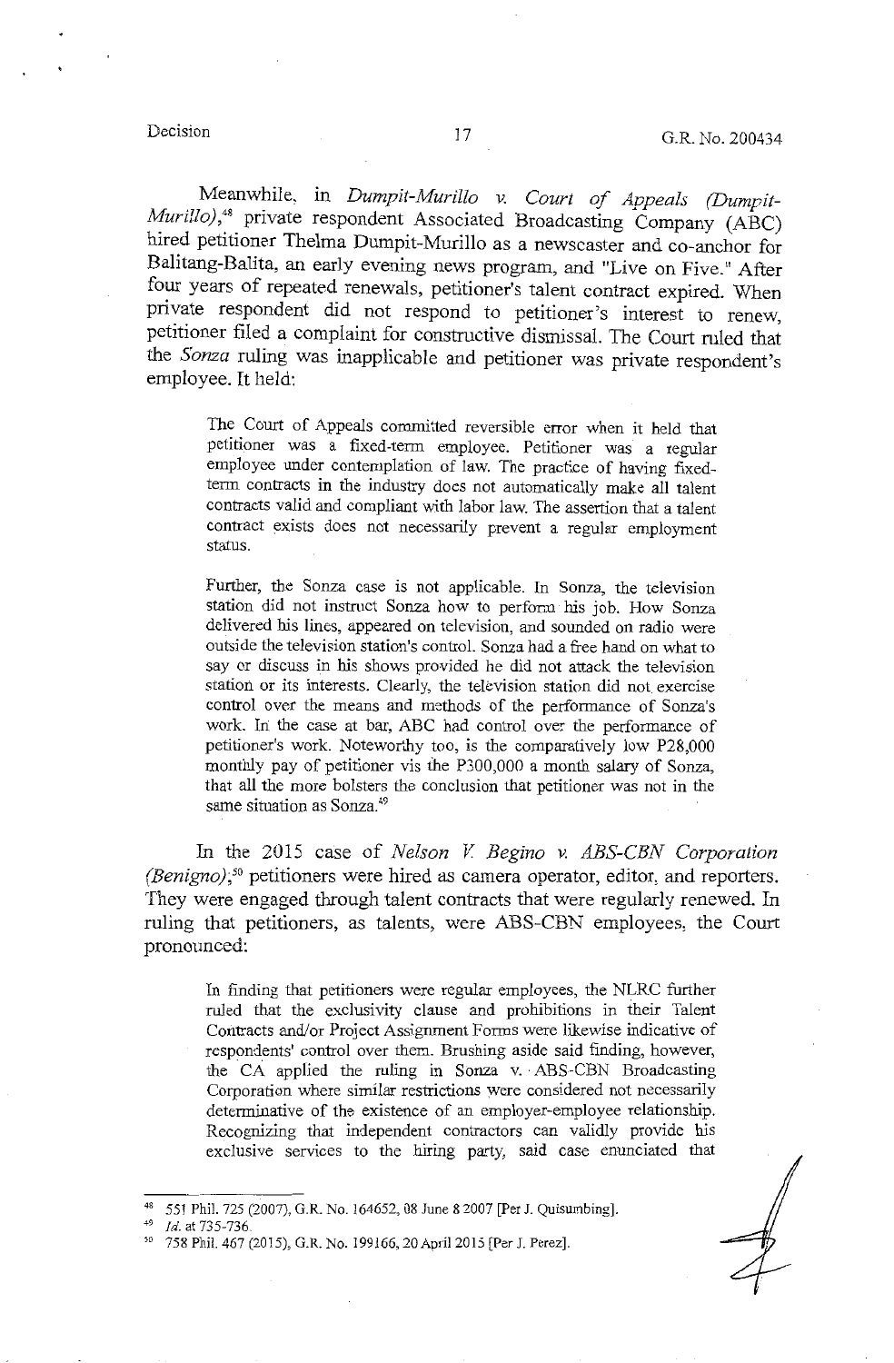Meanwhile, in *Dumpit-Murillo v. Court of Appeals (Dumpit-Murillo)*,[48] private respondent Associated Broadcasting Company (ABC) hired petitioner Thelma Dumpit-Murillo as a newscaster and co-anchor for Balitang-Balita, an early evening news program, and "Live on Five." After four years of repeated renewals, petitioner's talent contract expired. When private respondent did not respond to petitioner's interest to renew, petitioner filed a complaint for constructive dismissal. The Court ruled that the *Sonza* ruling was inapplicable and petitioner was private respondent's employee. It held:

> The Court of Appeals committed reversible error when it held that petitioner was a fixed-term employee. Petitioner was a regular employee under contemplation of law. The practice of having fixed-term contracts in the industry does not automatically make all talent contracts valid and compliant with labor law. The assertion that a talent contract exists does not necessarily prevent a regular employment status.
>
> Further, the Sonza case is not applicable. In Sonza, the television station did not instruct Sonza how to perform his job. How Sonza delivered his lines, appeared on television, and sounded on radio were outside the television station's control. Sonza had a free hand on what to say or discuss in his shows provided he did not attack the television station or its interests. Clearly, the television station did not exercise control over the means and methods of the performance of Sonza's work. In the case at bar, ABC had control over the performance of petitioner's work. Noteworthy too, is the comparatively low P28,000 monthly pay of petitioner vis the P300,000 a month salary of Sonza, that all the more bolsters the conclusion that petitioner was not in the same situation as Sonza.[49]

In the 2015 case of *Nelson V. Begino v. ABS-CBN Corporation (Benigno)*;[50] petitioners were hired as camera operator, editor, and reporters. They were engaged through talent contracts that were regularly renewed. In ruling that petitioners, as talents, were ABS-CBN employees, the Court pronounced:

> In finding that petitioners were regular employees, the NLRC further ruled that the exclusivity clause and prohibitions in their Talent Contracts and/or Project Assignment Forms were likewise indicative of respondents' control over them. Brushing aside said finding, however, the CA applied the ruling in Sonza v. ABS-CBN Broadcasting Corporation where similar restrictions were considered not necessarily determinative of the existence of an employer-employee relationship. Recognizing that independent contractors can validly provide his exclusive services to the hiring party, said case enunciated that

---

[48] 551 Phil. 725 (2007), G.R. No. 164652, 08 June 8 2007 [Per J. Quisumbing].

[49] *Id.* at 735-736.

[50] 758 Phil. 467 (2015), G.R. No. 199166, 20 April 2015 [Per J. Perez].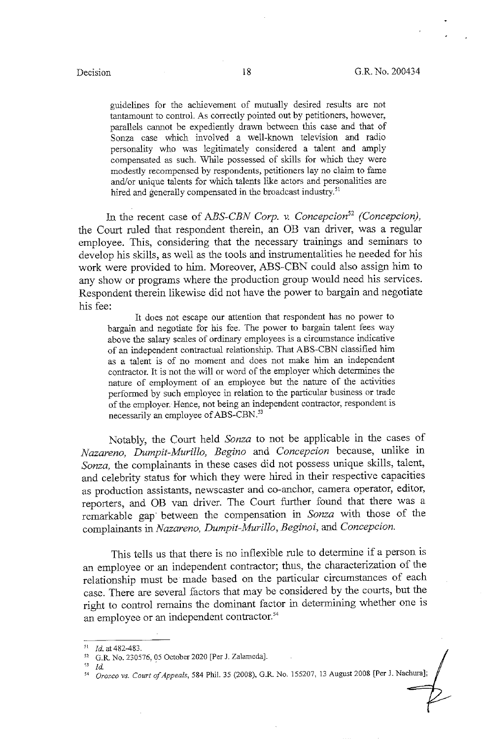> guidelines for the achievement of mutually desired results are not tantamount to control. As correctly pointed out by petitioners, however, parallels cannot be expediently drawn between this case and that of Sonza case which involved a well-known television and radio personality who was legitimately considered a talent and amply compensated as such. While possessed of skills for which they were modestly recompensed by respondents, petitioners lay no claim to fame and/or unique talents for which talents like actors and personalities are hired and generally compensated in the broadcast industry.[51]

In the recent case of *ABS-CBN Corp. v. Concepcion*[52] *(Concepcion),* the Court ruled that respondent therein, an OB van driver, was a regular employee. This, considering that the necessary trainings and seminars to develop his skills, as well as the tools and instrumentalities he needed for his work were provided to him. Moreover, ABS-CBN could also assign him to any show or programs where the production group would need his services. Respondent therein likewise did not have the power to bargain and negotiate his fee:

> It does not escape our attention that respondent has no power to bargain and negotiate for his fee. The power to bargain talent fees way above the salary scales of ordinary employees is a circumstance indicative of an independent contractual relationship. That ABS-CBN classified him as a talent is of no moment and does not make him an independent contractor. It is not the will or word of the employer which determines the nature of employment of an employee but the nature of the activities performed by such employee in relation to the particular business or trade of the employer. Hence, not being an independent contractor, respondent is necessarily an employee of ABS-CBN.[53]

Notably, the Court held *Sonza* to not be applicable in the cases of *Nazareno, Dumpit-Murillo, Begino* and *Concepcion* because, unlike in *Sonza,* the complainants in these cases did not possess unique skills, talent, and celebrity status for which they were hired in their respective capacities as production assistants, newscaster and co-anchor, camera operator, editor, reporters, and OB van driver. The Court further found that there was a remarkable gap between the compensation in *Sonza* with those of the complainants in *Nazareno, Dumpit-Murillo, Beginoi,* and *Concepcion.*

This tells us that there is no inflexible rule to determine if a person is an employee or an independent contractor; thus, the characterization of the relationship must be made based on the particular circumstances of each case. There are several factors that may be considered by the courts, but the right to control remains the dominant factor in determining whether one is an employee or an independent contractor.[54]

---

[51] *Id.* at 482-483.

[52] G.R. No. 230576, 05 October 2020 [Per J. Zalameda].

[53] *Id.*

[54] *Orozco vs. Court of Appeals*, 584 Phil. 35 (2008), G.R. No. 155207, 13 August 2008 [Per J. Nachura];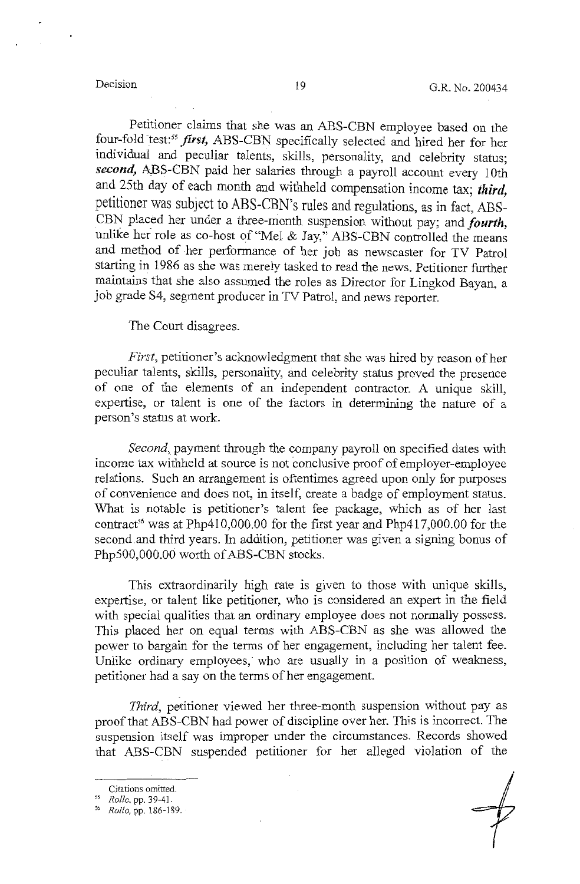Petitioner claims that she was an ABS-CBN employee based on the four-fold test:[55] ***first,*** ABS-CBN specifically selected and hired her for her individual and peculiar talents, skills, personality, and celebrity status; ***second,*** ABS-CBN paid her salaries through a payroll account every 10th and 25th day of each month and withheld compensation income tax; ***third,*** petitioner was subject to ABS-CBN's rules and regulations, as in fact, ABS-CBN placed her under a three-month suspension without pay; and ***fourth,*** unlike her role as co-host of "Mel & Jay," ABS-CBN controlled the means and method of her performance of her job as newscaster for TV Patrol starting in 1986 as she was merely tasked to read the news. Petitioner further maintains that she also assumed the roles as Director for Lingkod Bayan, a job grade S4, segment producer in TV Patrol, and news reporter.

The Court disagrees.

*First*, petitioner's acknowledgment that she was hired by reason of her peculiar talents, skills, personality, and celebrity status proved the presence of one of the elements of an independent contractor. A unique skill, expertise, or talent is one of the factors in determining the nature of a person's status at work.

*Second*, payment through the company payroll on specified dates with income tax withheld at source is not conclusive proof of employer-employee relations. Such an arrangement is oftentimes agreed upon only for purposes of convenience and does not, in itself, create a badge of employment status. What is notable is petitioner's talent fee package, which as of her last contract[56] was at Php410,000.00 for the first year and Php417,000.00 for the second and third years. In addition, petitioner was given a signing bonus of Php500,000.00 worth of ABS-CBN stocks.

This extraordinarily high rate is given to those with unique skills, expertise, or talent like petitioner, who is considered an expert in the field with special qualities that an ordinary employee does not normally possess. This placed her on equal terms with ABS-CBN as she was allowed the power to bargain for the terms of her engagement, including her talent fee. Unlike ordinary employees, who are usually in a position of weakness, petitioner had a say on the terms of her engagement.

*Third*, petitioner viewed her three-month suspension without pay as proof that ABS-CBN had power of discipline over her. This is incorrect. The suspension itself was improper under the circumstances. Records showed that ABS-CBN suspended petitioner for her alleged violation of the

---

Citations omitted.

[55] *Rollo*, pp. 39-41.

[56] *Rollo*, pp. 186-189.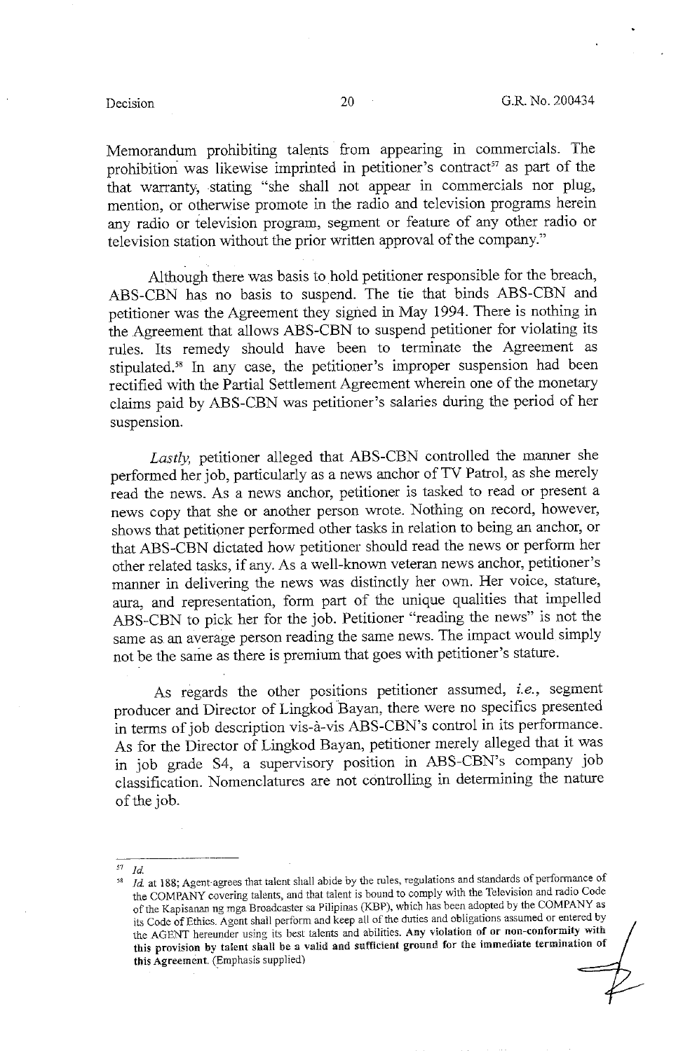Memorandum prohibiting talents from appearing in commercials. The prohibition was likewise imprinted in petitioner's contract[57] as part of the that warranty, stating "she shall not appear in commercials nor plug, mention, or otherwise promote in the radio and television programs herein any radio or television program, segment or feature of any other radio or television station without the prior written approval of the company."

Although there was basis to hold petitioner responsible for the breach, ABS-CBN has no basis to suspend. The tie that binds ABS-CBN and petitioner was the Agreement they signed in May 1994. There is nothing in the Agreement that allows ABS-CBN to suspend petitioner for violating its rules. Its remedy should have been to terminate the Agreement as stipulated.[58] In any case, the petitioner's improper suspension had been rectified with the Partial Settlement Agreement wherein one of the monetary claims paid by ABS-CBN was petitioner's salaries during the period of her suspension.

*Lastly,* petitioner alleged that ABS-CBN controlled the manner she performed her job, particularly as a news anchor of TV Patrol, as she merely read the news. As a news anchor, petitioner is tasked to read or present a news copy that she or another person wrote. Nothing on record, however, shows that petitioner performed other tasks in relation to being an anchor, or that ABS-CBN dictated how petitioner should read the news or perform her other related tasks, if any. As a well-known veteran news anchor, petitioner's manner in delivering the news was distinctly her own. Her voice, stature, aura, and representation, form part of the unique qualities that impelled ABS-CBN to pick her for the job. Petitioner "reading the news" is not the same as an average person reading the same news. The impact would simply not be the same as there is premium that goes with petitioner's stature.

As regards the other positions petitioner assumed, *i.e.*, segment producer and Director of Lingkod Bayan, there were no specifics presented in terms of job description vis-à-vis ABS-CBN's control in its performance. As for the Director of Lingkod Bayan, petitioner merely alleged that it was in job grade S4, a supervisory position in ABS-CBN's company job classification. Nomenclatures are not controlling in determining the nature of the job.

---

[57] *Id.*

[58] *Id.* at 188; Agent agrees that talent shall abide by the rules, regulations and standards of performance of the COMPANY covering talents, and that talent is bound to comply with the Television and radio Code of the Kapisanan ng mga Broadcaster sa Pilipinas (KBP), which has been adopted by the COMPANY as its Code of Ethics. Agent shall perform and keep all of the duties and obligations assumed or entered by the AGENT hereunder using its best talents and abilities. **Any violation of or non-conformity with this provision by talent shall be a valid and sufficient ground for the immediate termination of this Agreement.** (Emphasis supplied)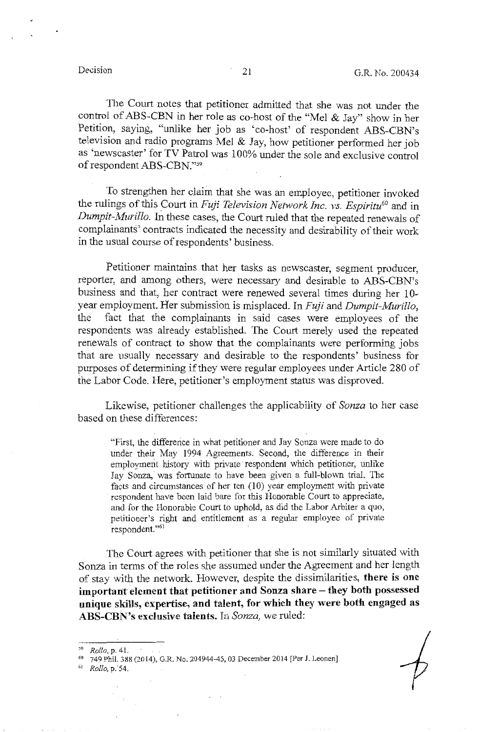The Court notes that petitioner admitted that she was not under the control of ABS-CBN in her role as co-host of the "Mel & Jay" show in her Petition, saying, "unlike her job as 'co-host' of respondent ABS-CBN's television and radio programs Mel & Jay, how petitioner performed her job as 'newscaster' for TV Patrol was 100% under the sole and exclusive control of respondent ABS-CBN."[59]

To strengthen her claim that she was an employee, petitioner invoked the rulings of this Court in *Fuji Television Network Inc. vs. Espiritu*[60] and in *Dumpit-Murillo*. In these cases, the Court ruled that the repeated renewals of complainants' contracts indicated the necessity and desirability of their work in the usual course of respondents' business.

Petitioner maintains that her tasks as newscaster, segment producer, reporter, and among others, were necessary and desirable to ABS-CBN's business and that, her contract were renewed several times during her 10-year employment. Her submission is misplaced. In *Fuji* and *Dumpit-Murillo*, the fact that the complainants in said cases were employees of the respondents was already established. The Court merely used the repeated renewals of contract to show that the complainants were performing jobs that are usually necessary and desirable to the respondents' business for purposes of determining if they were regular employees under Article 280 of the Labor Code. Here, petitioner's employment status was disproved.

Likewise, petitioner challenges the applicability of *Sonza* to her case based on these differences:

> "First, the difference in what petitioner and Jay Sonza were made to do under their May 1994 Agreements. Second, the difference in their employment history with private respondent which petitioner, unlike Jay Sonza, was fortunate to have been given a full-blown trial. The facts and circumstances of her ten (10) year employment with private respondent have been laid bare for this Honorable Court to appreciate, and for the Honorable Court to uphold, as did the Labor Arbiter a quo, petitioner's right and entitlement as a regular employee of private respondent."[61]

The Court agrees with petitioner that she is not similarly situated with Sonza in terms of the roles she assumed under the Agreement and her length of stay with the network. However, despite the dissimilarities, **there is one important element that petitioner and Sonza share – they both possessed unique skills, expertise, and talent, for which they were both engaged as ABS-CBN's exclusive talents.** In *Sonza*, we ruled:

---

[59] *Rollo*, p. 41.

[60] 749 Phil. 388 (2014), G.R. No. 204944-45, 03 December 2014 [Per J. Leonen]

[61] *Rollo*, p. 54.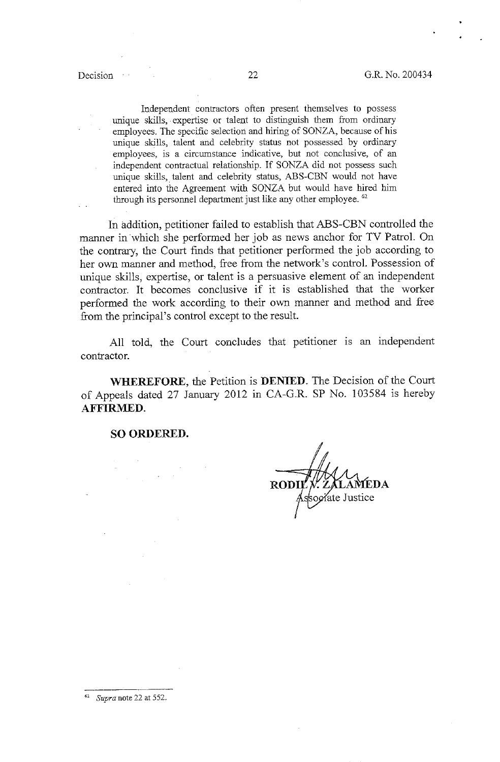> Independent contractors often present themselves to possess unique skills, expertise or talent to distinguish them from ordinary employees. The specific selection and hiring of SONZA, because of his unique skills, talent and celebrity status not possessed by ordinary employees, is a circumstance indicative, but not conclusive, of an independent contractual relationship. If SONZA did not possess such unique skills, talent and celebrity status, ABS-CBN would not have entered into the Agreement with SONZA but would have hired him through its personnel department just like any other employee. [62]

In addition, petitioner failed to establish that ABS-CBN controlled the manner in which she performed her job as news anchor for TV Patrol. On the contrary, the Court finds that petitioner performed the job according to her own manner and method, free from the network's control. Possession of unique skills, expertise, or talent is a persuasive element of an independent contractor. It becomes conclusive if it is established that the worker performed the work according to their own manner and method and free from the principal's control except to the result.

All told, the Court concludes that petitioner is an independent contractor.

**WHEREFORE**, the Petition is **DENIED**. The Decision of the Court of Appeals dated 27 January 2012 in CA-G.R. SP No. 103584 is hereby **AFFIRMED**.

**SO ORDERED.**

**RODIL V. ZALAMEDA**
Associate Justice

---

[62] *Supra* note 22 at 552.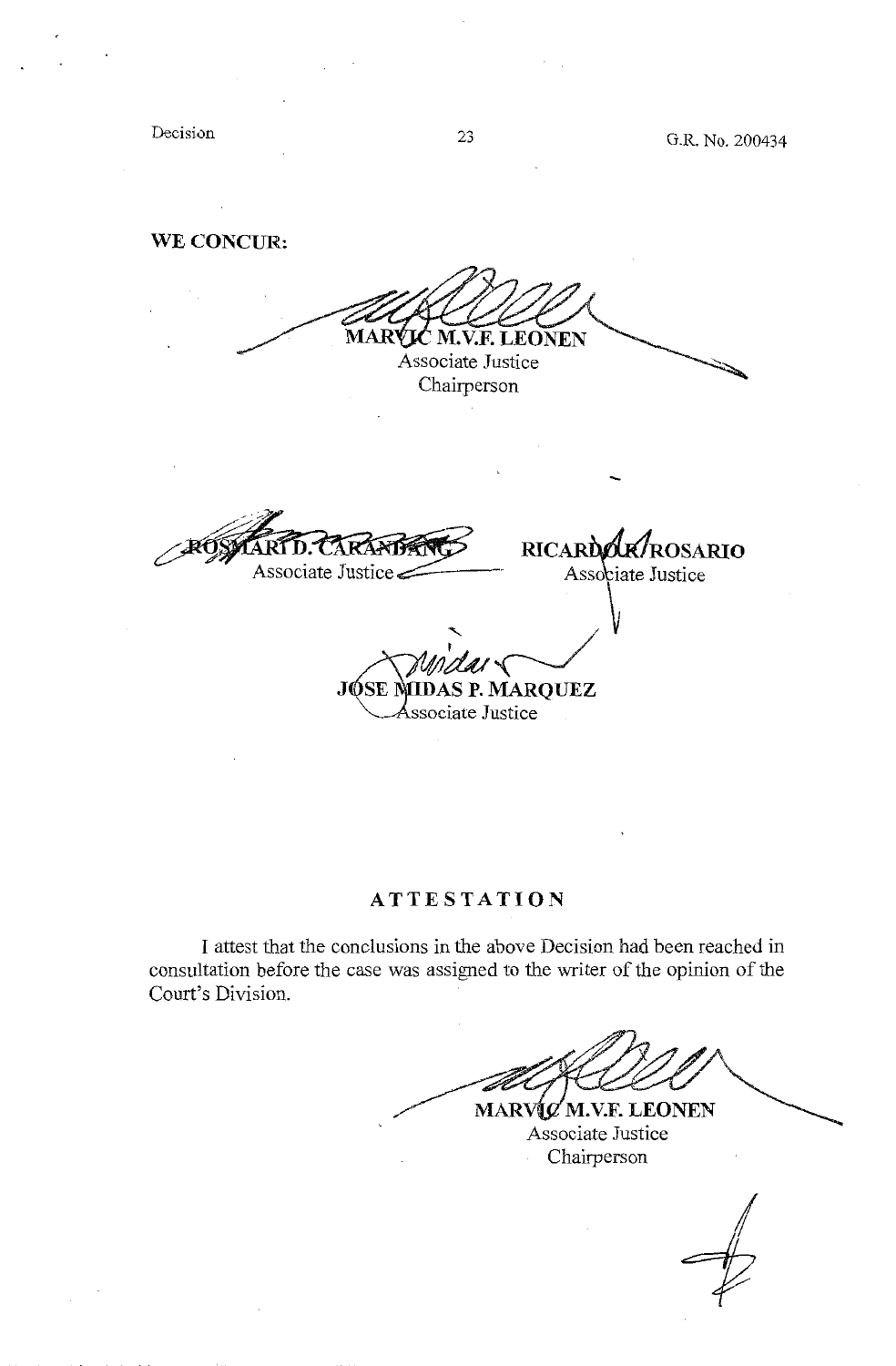**WE CONCUR:**

MARVIC M.V.F. LEONEN
Associate Justice
Chairperson

ROSMARI D. CARANDANG
Associate Justice

RICARDO R. ROSARIO
Associate Justice

JOSE MIDAS P. MARQUEZ
Associate Justice

## ATTESTATION

I attest that the conclusions in the above Decision had been reached in consultation before the case was assigned to the writer of the opinion of the Court's Division.

MARVIC M.V.F. LEONEN
Associate Justice
Chairperson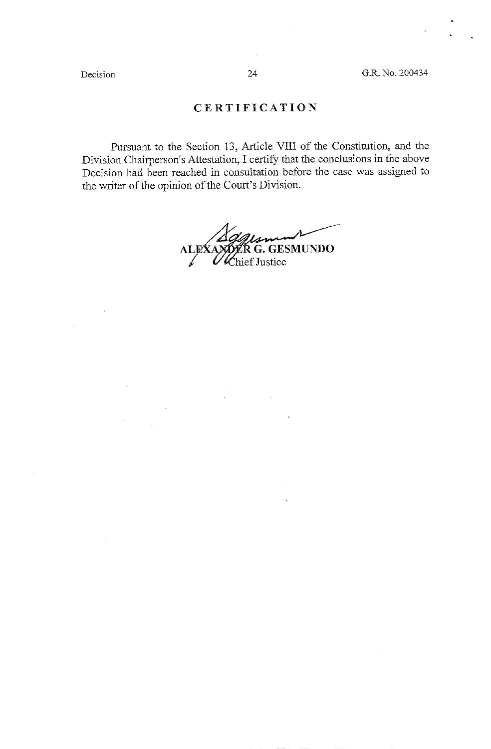## CERTIFICATION

Pursuant to the Section 13, Article VIII of the Constitution, and the Division Chairperson's Attestation, I certify that the conclusions in the above Decision had been reached in consultation before the case was assigned to the writer of the opinion of the Court's Division.

**ALEXANDER G. GESMUNDO**
Chief Justice